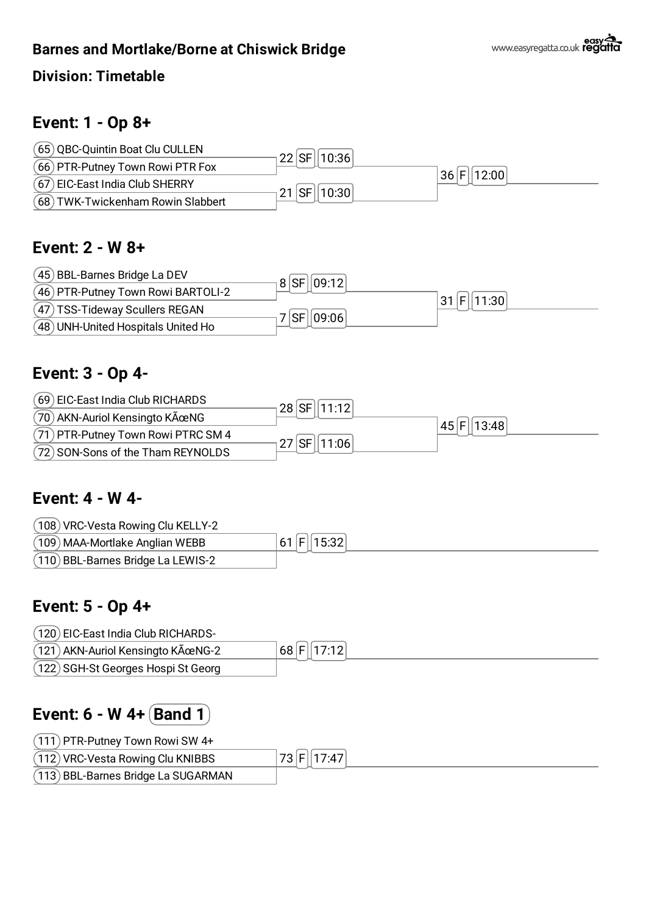## Barnes and Mortlake/Borne at Chiswick Bridge

### Division: Timetable

## Event: 1 - Op 8+

| Crew | Semi-final | Final |
|---|---|---|
| (65) QBC-Quintin Boat Clu CULLEN | 22 SF 10:36 | 36 F 12:00 |
| (66) PTR-Putney Town Rowi PTR Fox | | |
| (67) EIC-East India Club SHERRY | 21 SF 10:30 | |
| (68) TWK-Twickenham Rowin Slabbert | | |

## Event: 2 - W 8+

| Crew | Semi-final | Final |
|---|---|---|
| (45) BBL-Barnes Bridge La DEV | 8 SF 09:12 | 31 F 11:30 |
| (46) PTR-Putney Town Rowi BARTOLI-2 | | |
| (47) TSS-Tideway Scullers REGAN | 7 SF 09:06 | |
| (48) UNH-United Hospitals United Ho | | |

## Event: 3 - Op 4-

| Crew | Semi-final | Final |
|---|---|---|
| (69) EIC-East India Club RICHARDS | 28 SF 11:12 | 45 F 13:48 |
| (70) AKN-Auriol Kensingto KÃœNG | | |
| (71) PTR-Putney Town Rowi PTRC SM 4 | 27 SF 11:06 | |
| (72) SON-Sons of the Tham REYNOLDS | | |

## Event: 4 - W 4-

| Crew | Final |
|---|---|
| (108) VRC-Vesta Rowing Clu KELLY-2 | 61 F 15:32 |
| (109) MAA-Mortlake Anglian WEBB | |
| (110) BBL-Barnes Bridge La LEWIS-2 | |

## Event: 5 - Op 4+

| Crew | Final |
|---|---|
| (120) EIC-East India Club RICHARDS- | 68 F 17:12 |
| (121) AKN-Auriol Kensingto KÃœNG-2 | |
| (122) SGH-St Georges Hospi St Georg | |

## Event: 6 - W 4+ (Band 1)

| Crew | Final |
|---|---|
| (111) PTR-Putney Town Rowi SW 4+ | 73 F 17:47 |
| (112) VRC-Vesta Rowing Clu KNIBBS | |
| (113) BBL-Barnes Bridge La SUGARMAN | |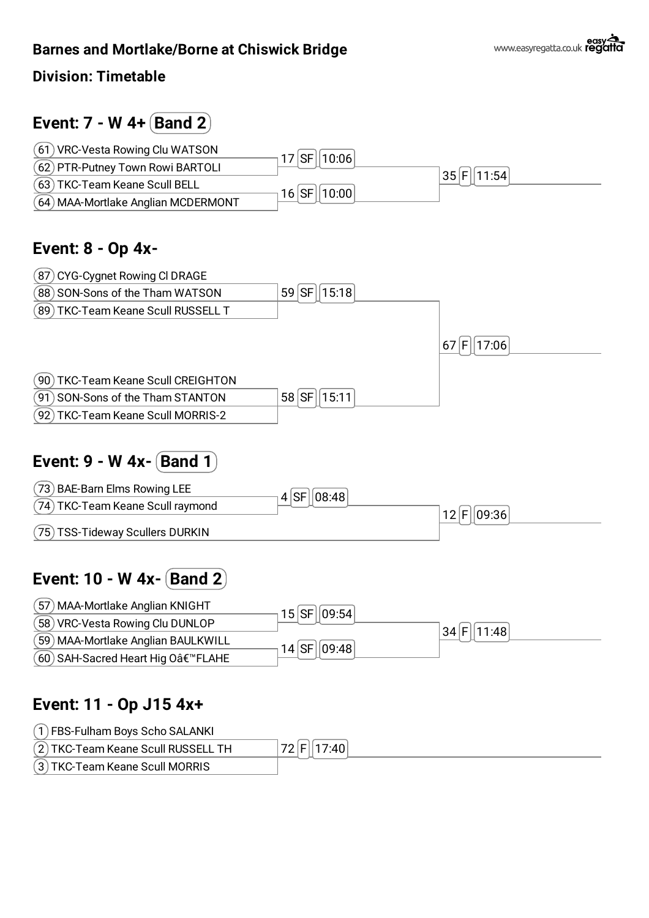## Barnes and Mortlake/Borne at Chiswick Bridge

### Division: Timetable

## Event: 7 - W 4+ (Band 2)

- (61) VRC-Vesta Rowing Clu WATSON
- (62) PTR-Putney Town Rowi BARTOLI

17 SF 10:06

- (63) TKC-Team Keane Scull BELL
- (64) MAA-Mortlake Anglian MCDERMONT

16 SF 10:00

35 F 11:54

## Event: 8 - Op 4x-

- (87) CYG-Cygnet Rowing Cl DRAGE
- (88) SON-Sons of the Tham WATSON
- (89) TKC-Team Keane Scull RUSSELL T

59 SF 15:18

- (90) TKC-Team Keane Scull CREIGHTON
- (91) SON-Sons of the Tham STANTON
- (92) TKC-Team Keane Scull MORRIS-2

58 SF 15:11

67 F 17:06

## Event: 9 - W 4x- (Band 1)

- (73) BAE-Barn Elms Rowing LEE
- (74) TKC-Team Keane Scull raymond

4 SF 08:48

- (75) TSS-Tideway Scullers DURKIN

12 F 09:36

## Event: 10 - W 4x- (Band 2)

- (57) MAA-Mortlake Anglian KNIGHT
- (58) VRC-Vesta Rowing Clu DUNLOP

15 SF 09:54

- (59) MAA-Mortlake Anglian BAULKWILL
- (60) SAH-Sacred Heart Hig Oâ€™FLAHE

14 SF 09:48

34 F 11:48

## Event: 11 - Op J15 4x+

- (1) FBS-Fulham Boys Scho SALANKI
- (2) TKC-Team Keane Scull RUSSELL TH
- (3) TKC-Team Keane Scull MORRIS

72 F 17:40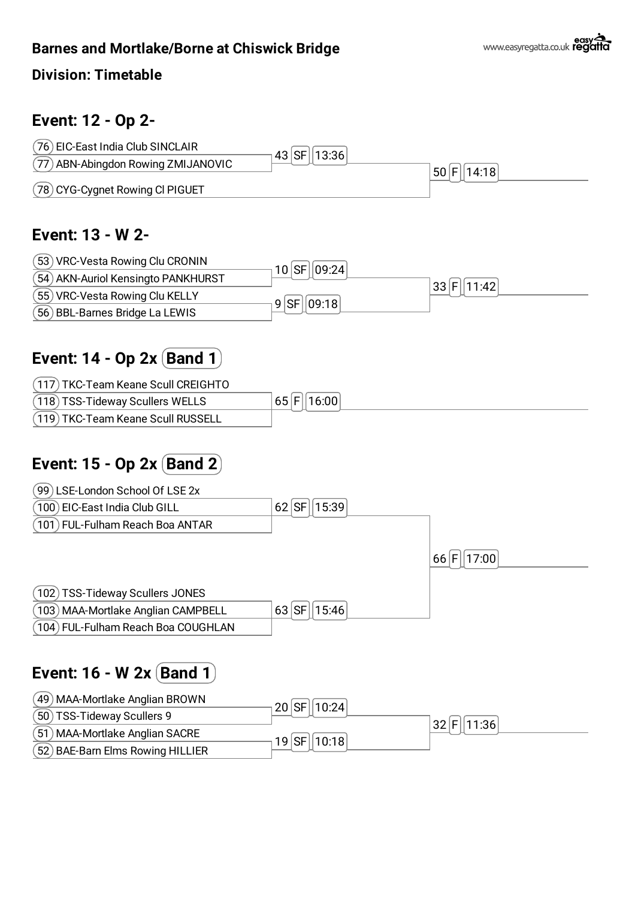## Barnes and Mortlake/Borne at Chiswick Bridge

### Division: Timetable

## Event: 12 - Op 2-

| Crew | Race | Round | Time |
|---|---|---|---|
| 76 EIC-East India Club SINCLAIR | 43 | SF | 13:36 |
| 77 ABN-Abingdon Rowing ZMIJANOVIC | 43 | SF | 13:36 |
| 78 CYG-Cygnet Rowing Cl PIGUET | 50 | F | 14:18 |

Final: 50 F 14:18

## Event: 13 - W 2-

| Crew | Race | Round | Time |
|---|---|---|---|
| 53 VRC-Vesta Rowing Clu CRONIN | 10 | SF | 09:24 |
| 54 AKN-Auriol Kensingto PANKHURST | 10 | SF | 09:24 |
| 55 VRC-Vesta Rowing Clu KELLY | 9 | SF | 09:18 |
| 56 BBL-Barnes Bridge La LEWIS | 9 | SF | 09:18 |

Final: 33 F 11:42

## Event: 14 - Op 2x (Band 1)

| Crew | Race | Round | Time |
|---|---|---|---|
| 117 TKC-Team Keane Scull CREIGHTO | 65 | F | 16:00 |
| 118 TSS-Tideway Scullers WELLS | 65 | F | 16:00 |
| 119 TKC-Team Keane Scull RUSSELL | 65 | F | 16:00 |

## Event: 15 - Op 2x (Band 2)

| Crew | Race | Round | Time |
|---|---|---|---|
| 99 LSE-London School Of LSE 2x | 62 | SF | 15:39 |
| 100 EIC-East India Club GILL | 62 | SF | 15:39 |
| 101 FUL-Fulham Reach Boa ANTAR | 62 | SF | 15:39 |
| 102 TSS-Tideway Scullers JONES | 63 | SF | 15:46 |
| 103 MAA-Mortlake Anglian CAMPBELL | 63 | SF | 15:46 |
| 104 FUL-Fulham Reach Boa COUGHLAN | 63 | SF | 15:46 |

Final: 66 F 17:00

## Event: 16 - W 2x (Band 1)

| Crew | Race | Round | Time |
|---|---|---|---|
| 49 MAA-Mortlake Anglian BROWN | 20 | SF | 10:24 |
| 50 TSS-Tideway Scullers 9 | 20 | SF | 10:24 |
| 51 MAA-Mortlake Anglian SACRE | 19 | SF | 10:18 |
| 52 BAE-Barn Elms Rowing HILLIER | 19 | SF | 10:18 |

Final: 32 F 11:36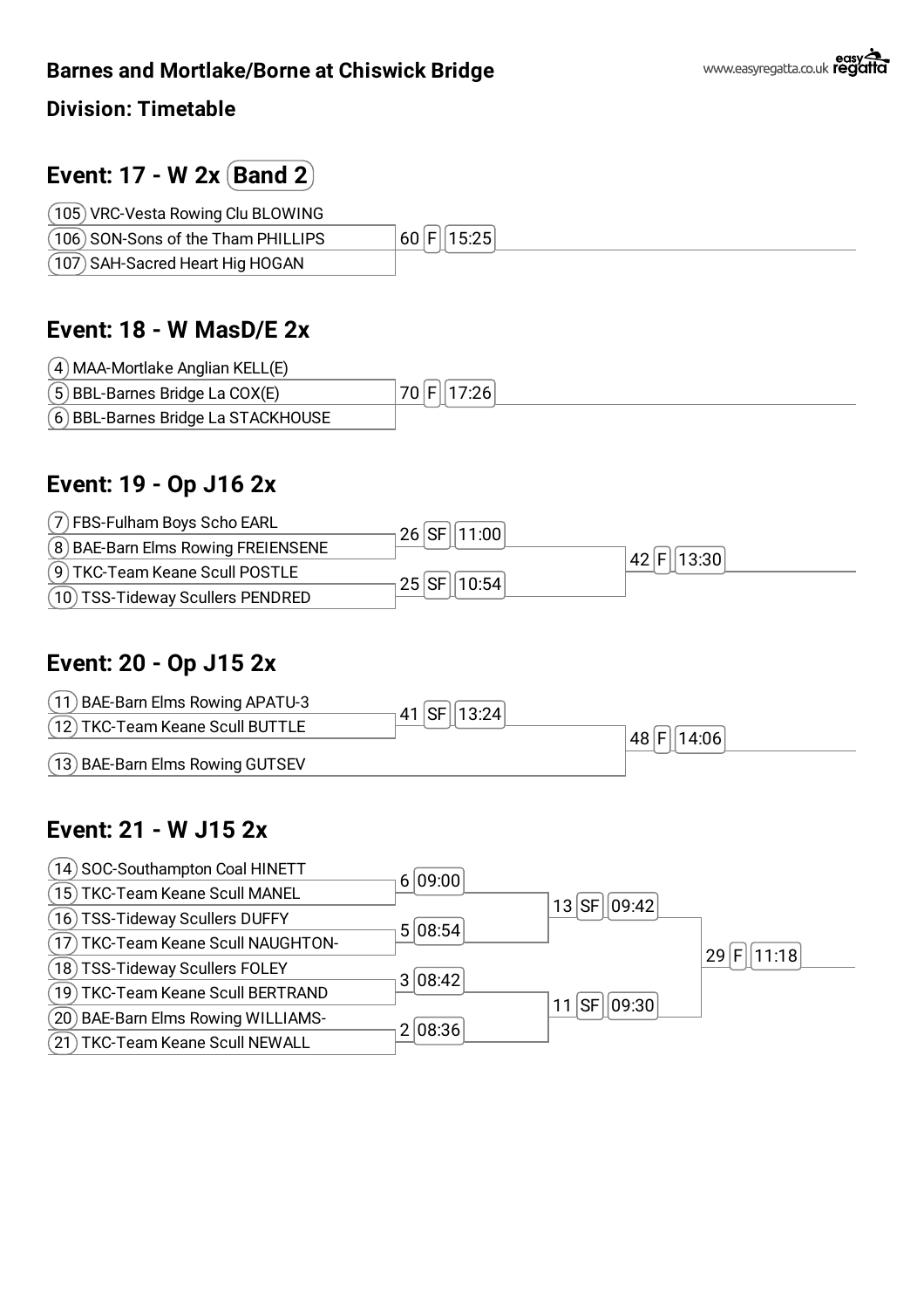## Barnes and Mortlake/Borne at Chiswick Bridge

### Division: Timetable

## Event: 17 - W 2x (Band 2)

| Crew | Race |
| --- | --- |
| (105) VRC-Vesta Rowing Clu BLOWING | 60 F 15:25 |
| (106) SON-Sons of the Tham PHILLIPS | |
| (107) SAH-Sacred Heart Hig HOGAN | |

## Event: 18 - W MasD/E 2x

| Crew | Race |
| --- | --- |
| (4) MAA-Mortlake Anglian KELL(E) | 70 F 17:26 |
| (5) BBL-Barnes Bridge La COX(E) | |
| (6) BBL-Barnes Bridge La STACKHOUSE | |

## Event: 19 - Op J16 2x

| Crew | Round 1 | Final |
| --- | --- | --- |
| (7) FBS-Fulham Boys Scho EARL | 26 SF 11:00 | 42 F 13:30 |
| (8) BAE-Barn Elms Rowing FREIENSENE | | |
| (9) TKC-Team Keane Scull POSTLE | 25 SF 10:54 | |
| (10) TSS-Tideway Scullers PENDRED | | |

## Event: 20 - Op J15 2x

| Crew | Round 1 | Final |
| --- | --- | --- |
| (11) BAE-Barn Elms Rowing APATU-3 | 41 SF 13:24 | 48 F 14:06 |
| (12) TKC-Team Keane Scull BUTTLE | | |
| (13) BAE-Barn Elms Rowing GUTSEV | | |

## Event: 21 - W J15 2x

| Crew | Round 1 | Semi-final | Final |
| --- | --- | --- | --- |
| (14) SOC-Southampton Coal HINETT | 6 09:00 | 13 SF 09:42 | 29 F 11:18 |
| (15) TKC-Team Keane Scull MANEL | | | |
| (16) TSS-Tideway Scullers DUFFY | 5 08:54 | | |
| (17) TKC-Team Keane Scull NAUGHTON- | | | |
| (18) TSS-Tideway Scullers FOLEY | 3 08:42 | 11 SF 09:30 | |
| (19) TKC-Team Keane Scull BERTRAND | | | |
| (20) BAE-Barn Elms Rowing WILLIAMS- | 2 08:36 | | |
| (21) TKC-Team Keane Scull NEWALL | | | |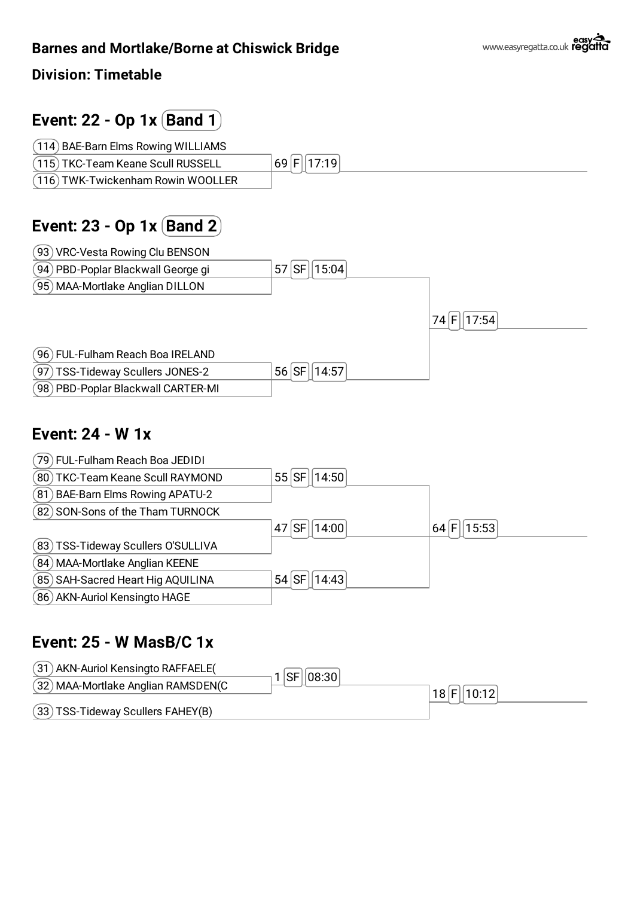## Barnes and Mortlake/Borne at Chiswick Bridge

### Division: Timetable

## Event: 22 - Op 1x (Band 1)

| Entry | Race |
|---|---|
| (114) BAE-Barn Elms Rowing WILLIAMS | 69 F 17:19 |
| (115) TKC-Team Keane Scull RUSSELL | |
| (116) TWK-Twickenham Rowin WOOLLER | |

## Event: 23 - Op 1x (Band 2)

| Entry | Semi-final | Final |
|---|---|---|
| (93) VRC-Vesta Rowing Clu BENSON | 57 SF 15:04 | 74 F 17:54 |
| (94) PBD-Poplar Blackwall George gi | | |
| (95) MAA-Mortlake Anglian DILLON | | |
| (96) FUL-Fulham Reach Boa IRELAND | 56 SF 14:57 | |
| (97) TSS-Tideway Scullers JONES-2 | | |
| (98) PBD-Poplar Blackwall CARTER-MI | | |

## Event: 24 - W 1x

| Entry | Semi-final | Final |
|---|---|---|
| (79) FUL-Fulham Reach Boa JEDIDI | 55 SF 14:50 | 64 F 15:53 |
| (80) TKC-Team Keane Scull RAYMOND | | |
| (81) BAE-Barn Elms Rowing APATU-2 | | |
| (82) SON-Sons of the Tham TURNOCK | 47 SF 14:00 | |
| (83) TSS-Tideway Scullers O'SULLIVA | | |
| (84) MAA-Mortlake Anglian KEENE | 54 SF 14:43 | |
| (85) SAH-Sacred Heart Hig AQUILINA | | |
| (86) AKN-Auriol Kensingto HAGE | | |

## Event: 25 - W MasB/C 1x

| Entry | Semi-final | Final |
|---|---|---|
| (31) AKN-Auriol Kensingto RAFFAELE( | 1 SF 08:30 | 18 F 10:12 |
| (32) MAA-Mortlake Anglian RAMSDEN(C | | |
| (33) TSS-Tideway Scullers FAHEY(B) | | |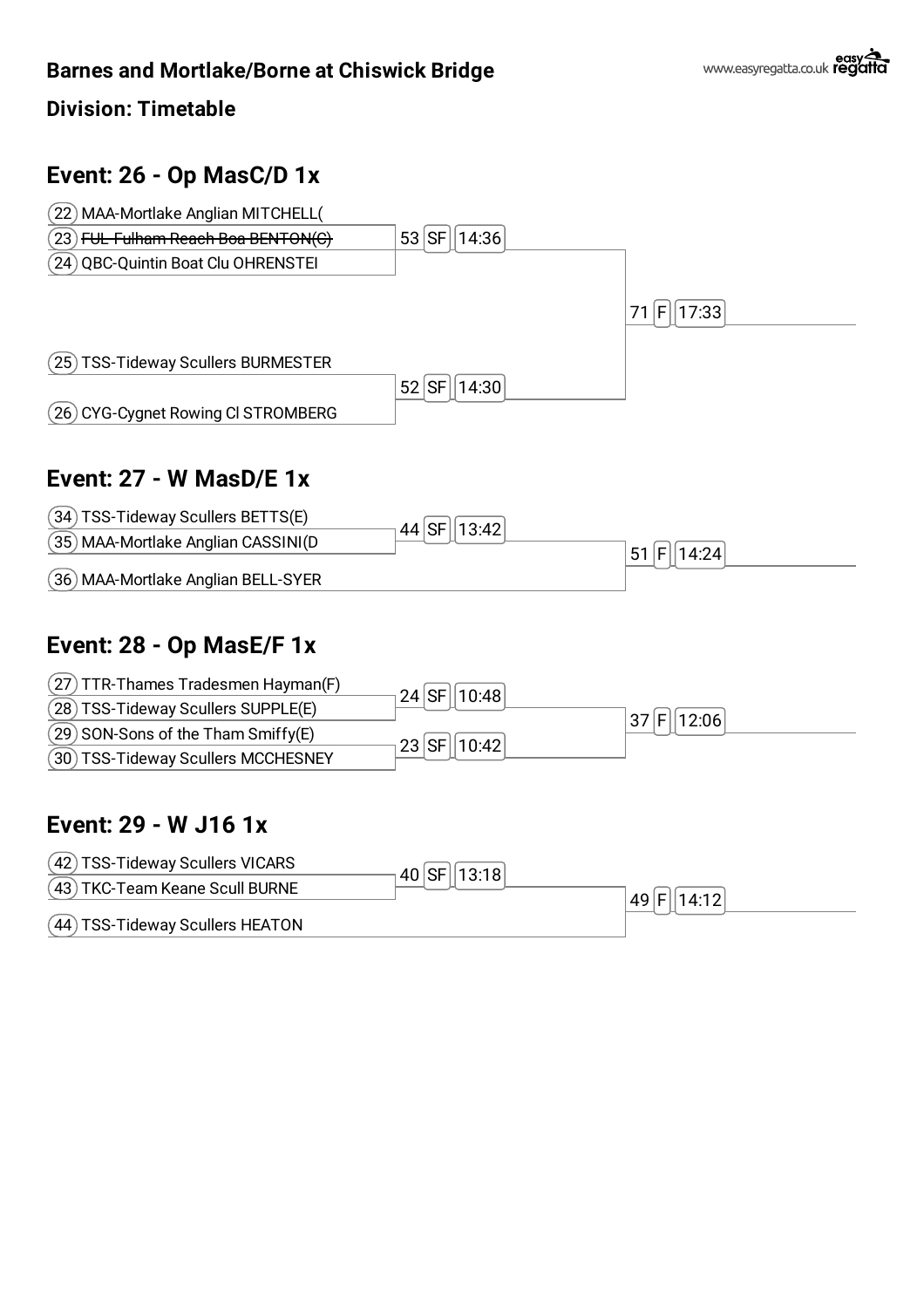## Barnes and Mortlake/Borne at Chiswick Bridge

### Division: Timetable

## Event: 26 - Op MasC/D 1x

(22) MAA-Mortlake Anglian MITCHELL(
(23) ~~FUL-Fulham Reach Boa BENTON(C)~~
(24) QBC-Quintin Boat Clu OHRENSTEI

53 SF 14:36

(25) TSS-Tideway Scullers BURMESTER
(26) CYG-Cygnet Rowing Cl STROMBERG

52 SF 14:30

71 F 17:33

## Event: 27 - W MasD/E 1x

(34) TSS-Tideway Scullers BETTS(E)
(35) MAA-Mortlake Anglian CASSINI(D

44 SF 13:42

(36) MAA-Mortlake Anglian BELL-SYER

51 F 14:24

## Event: 28 - Op MasE/F 1x

(27) TTR-Thames Tradesmen Hayman(F)
(28) TSS-Tideway Scullers SUPPLE(E)

24 SF 10:48

(29) SON-Sons of the Tham Smiffy(E)
(30) TSS-Tideway Scullers MCCHESNEY

23 SF 10:42

37 F 12:06

## Event: 29 - W J16 1x

(42) TSS-Tideway Scullers VICARS
(43) TKC-Team Keane Scull BURNE

40 SF 13:18

(44) TSS-Tideway Scullers HEATON

49 F 14:12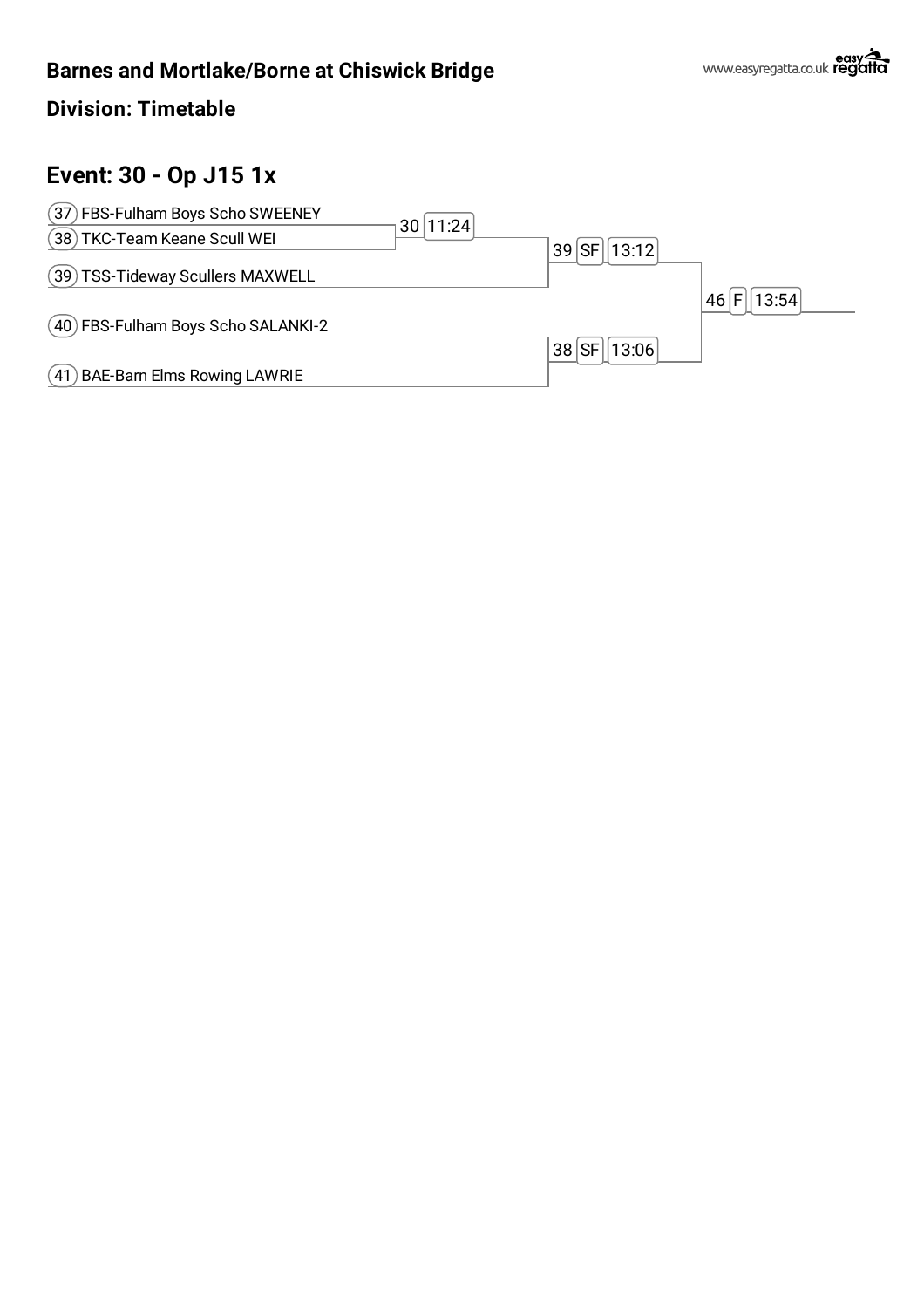## Barnes and Mortlake/Borne at Chiswick Bridge

### Division: Timetable

## Event: 30 - Op J15 1x

(37) FBS-Fulham Boys Scho SWEENEY

(38) TKC-Team Keane Scull WEI

30 11:24

(39) TSS-Tideway Scullers MAXWELL

39 SF 13:12

46 F 13:54

(40) FBS-Fulham Boys Scho SALANKI-2

38 SF 13:06

(41) BAE-Barn Elms Rowing LAWRIE